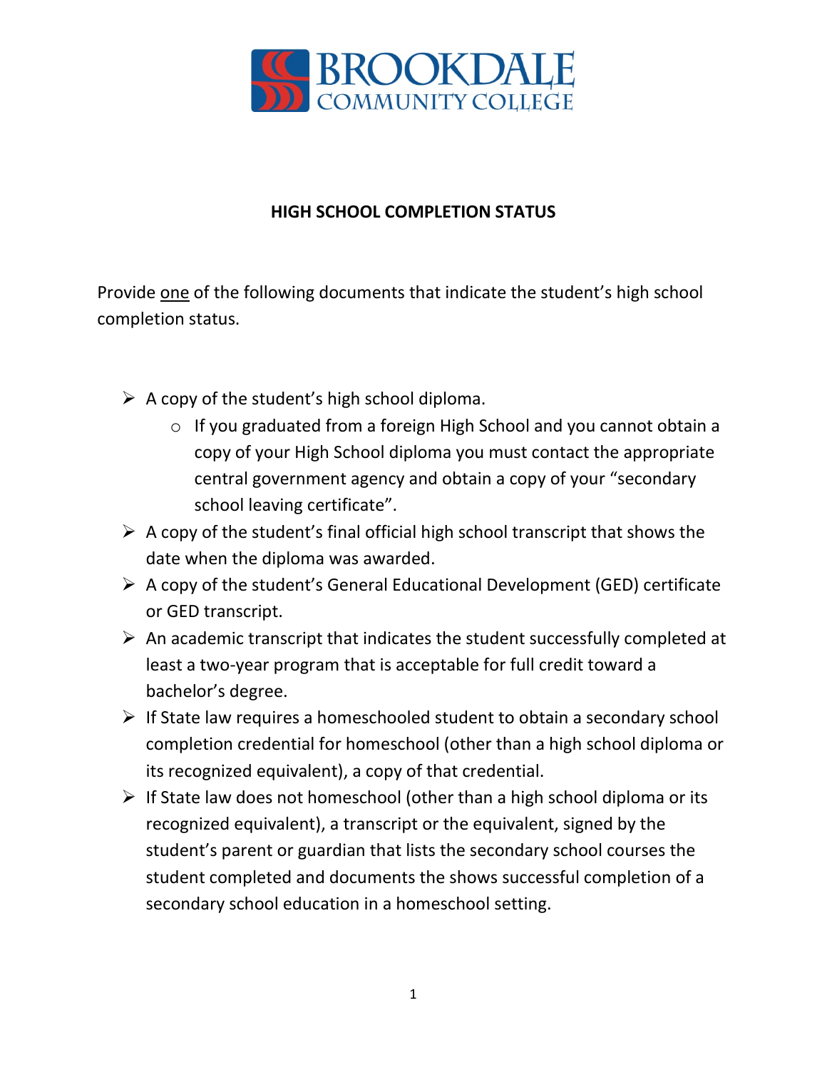# BROOKDALE COMMUNITY COLLEGE

## HIGH SCHOOL COMPLETION STATUS

Provide <u>one</u> of the following documents that indicate the student's high school completion status.

- A copy of the student's high school diploma.
  - If you graduated from a foreign High School and you cannot obtain a copy of your High School diploma you must contact the appropriate central government agency and obtain a copy of your "secondary school leaving certificate".
- A copy of the student's final official high school transcript that shows the date when the diploma was awarded.
- A copy of the student's General Educational Development (GED) certificate or GED transcript.
- An academic transcript that indicates the student successfully completed at least a two-year program that is acceptable for full credit toward a bachelor's degree.
- If State law requires a homeschooled student to obtain a secondary school completion credential for homeschool (other than a high school diploma or its recognized equivalent), a copy of that credential.
- If State law does not homeschool (other than a high school diploma or its recognized equivalent), a transcript or the equivalent, signed by the student's parent or guardian that lists the secondary school courses the student completed and documents the shows successful completion of a secondary school education in a homeschool setting.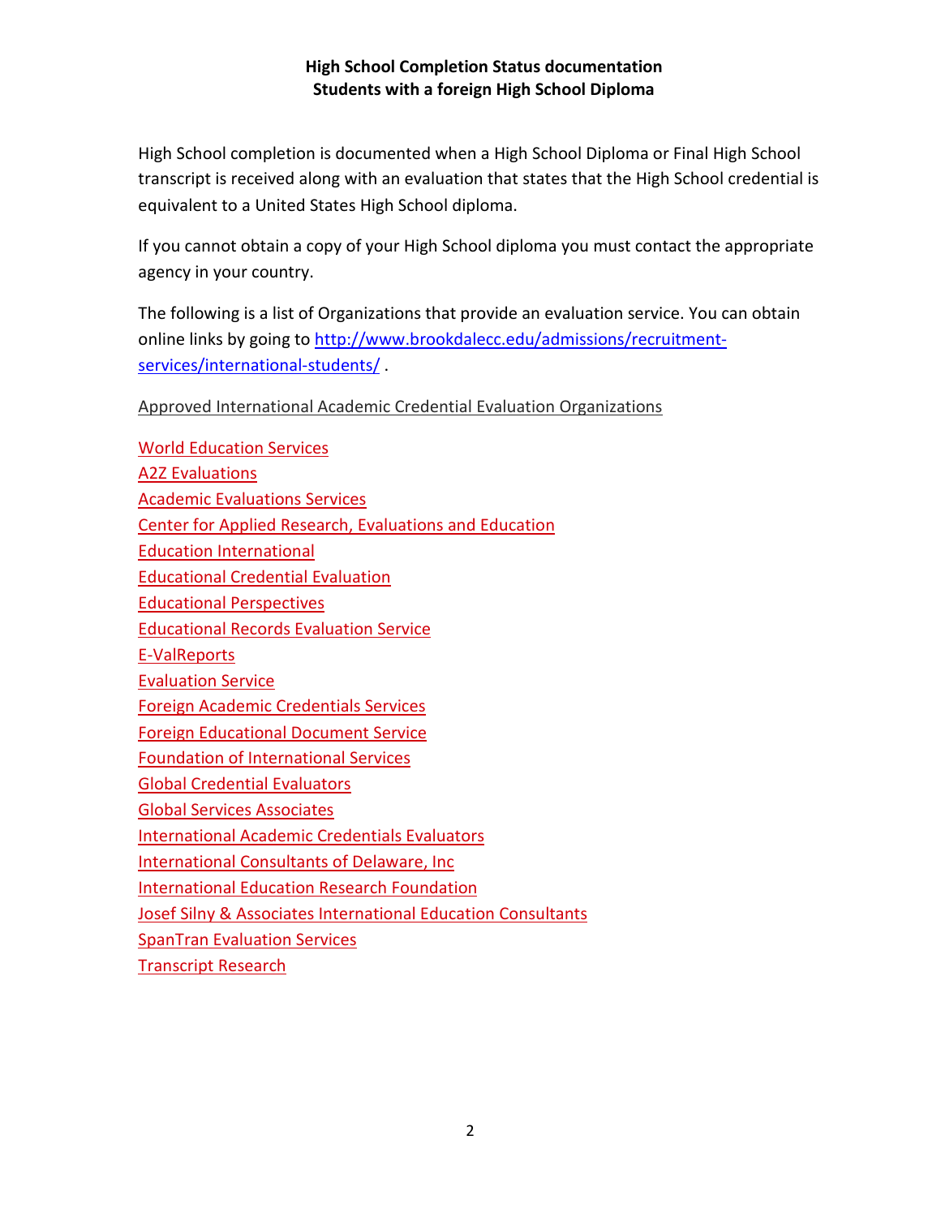**High School Completion Status documentation**
**Students with a foreign High School Diploma**

High School completion is documented when a High School Diploma or Final High School transcript is received along with an evaluation that states that the High School credential is equivalent to a United States High School diploma.

If you cannot obtain a copy of your High School diploma you must contact the appropriate agency in your country.

The following is a list of Organizations that provide an evaluation service. You can obtain online links by going to http://www.brookdalecc.edu/admissions/recruitment-services/international-students/ .

Approved International Academic Credential Evaluation Organizations

World Education Services
A2Z Evaluations
Academic Evaluations Services
Center for Applied Research, Evaluations and Education
Education International
Educational Credential Evaluation
Educational Perspectives
Educational Records Evaluation Service
E-ValReports
Evaluation Service
Foreign Academic Credentials Services
Foreign Educational Document Service
Foundation of International Services
Global Credential Evaluators
Global Services Associates
International Academic Credentials Evaluators
International Consultants of Delaware, Inc
International Education Research Foundation
Josef Silny & Associates International Education Consultants
SpanTran Evaluation Services
Transcript Research